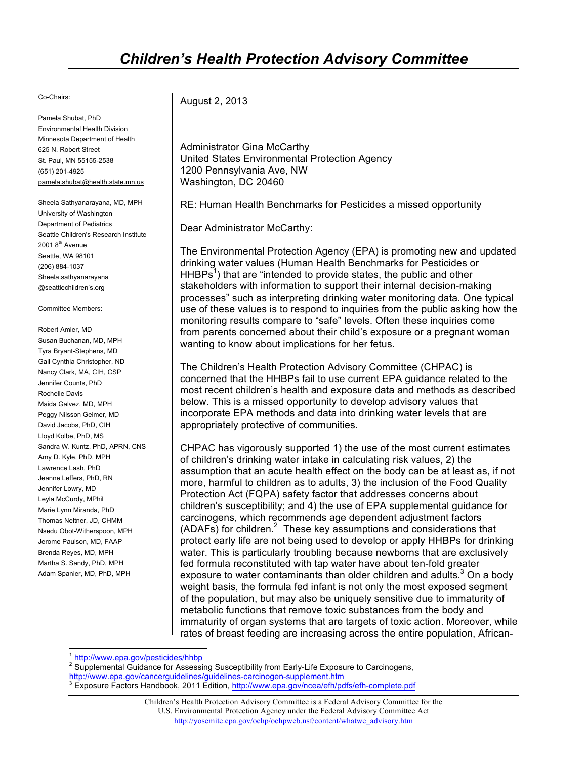# *Children's Health Protection Advisory Committee*

Co-Chairs:

Pamela Shubat, PhD
Environmental Health Division
Minnesota Department of Health
625 N. Robert Street
St. Paul, MN 55155-2538
(651) 201-4925
pamela.shubat@health.state.mn.us

Sheela Sathyanarayana, MD, MPH
University of Washington
Department of Pediatrics
Seattle Children's Research Institute
2001 8th Avenue
Seattle, WA 98101
(206) 884-1037
Sheela.sathyanarayana@seattlechildren's.org

Committee Members:

Robert Amler, MD
Susan Buchanan, MD, MPH
Tyra Bryant-Stephens, MD
Gail Cynthia Christopher, ND
Nancy Clark, MA, CIH, CSP
Jennifer Counts, PhD
Rochelle Davis
Maida Galvez, MD, MPH
Peggy Nilsson Geimer, MD
David Jacobs, PhD, CIH
Lloyd Kolbe, PhD, MS
Sandra W. Kuntz, PhD, APRN, CNS
Amy D. Kyle, PhD, MPH
Lawrence Lash, PhD
Jeanne Leffers, PhD, RN
Jennifer Lowry, MD
Leyla McCurdy, MPhil
Marie Lynn Miranda, PhD
Thomas Neltner, JD, CHMM
Nsedu Obot-Witherspoon, MPH
Jerome Paulson, MD, FAAP
Brenda Reyes, MD, MPH
Martha S. Sandy, PhD, MPH
Adam Spanier, MD, PhD, MPH

August 2, 2013

Administrator Gina McCarthy
United States Environmental Protection Agency
1200 Pennsylvania Ave, NW
Washington, DC 20460

RE: Human Health Benchmarks for Pesticides a missed opportunity

Dear Administrator McCarthy:

The Environmental Protection Agency (EPA) is promoting new and updated drinking water values (Human Health Benchmarks for Pesticides or HHBPs[1]) that are "intended to provide states, the public and other stakeholders with information to support their internal decision-making processes" such as interpreting drinking water monitoring data. One typical use of these values is to respond to inquiries from the public asking how the monitoring results compare to "safe" levels. Often these inquiries come from parents concerned about their child's exposure or a pregnant woman wanting to know about implications for her fetus.

The Children's Health Protection Advisory Committee (CHPAC) is concerned that the HHBPs fail to use current EPA guidance related to the most recent children's health and exposure data and methods as described below. This is a missed opportunity to develop advisory values that incorporate EPA methods and data into drinking water levels that are appropriately protective of communities.

CHPAC has vigorously supported 1) the use of the most current estimates of children's drinking water intake in calculating risk values, 2) the assumption that an acute health effect on the body can be at least as, if not more, harmful to children as to adults, 3) the inclusion of the Food Quality Protection Act (FQPA) safety factor that addresses concerns about children's susceptibility; and 4) the use of EPA supplemental guidance for carcinogens, which recommends age dependent adjustment factors (ADAFs) for children.[2] These key assumptions and considerations that protect early life are not being used to develop or apply HHBPs for drinking water. This is particularly troubling because newborns that are exclusively fed formula reconstituted with tap water have about ten-fold greater exposure to water contaminants than older children and adults.[3] On a body weight basis, the formula fed infant is not only the most exposed segment of the population, but may also be uniquely sensitive due to immaturity of metabolic functions that remove toxic substances from the body and immaturity of organ systems that are targets of toxic action. Moreover, while rates of breast feeding are increasing across the entire population, African-

---

[1] http://www.epa.gov/pesticides/hhbp

[2] Supplemental Guidance for Assessing Susceptibility from Early-Life Exposure to Carcinogens, http://www.epa.gov/cancerguidelines/guidelines-carcinogen-supplement.htm

[3] Exposure Factors Handbook, 2011 Edition, http://www.epa.gov/ncea/efh/pdfs/efh-complete.pdf

Children's Health Protection Advisory Committee is a Federal Advisory Committee for the U.S. Environmental Protection Agency under the Federal Advisory Committee Act
http://yosemite.epa.gov/ochp/ochpweb.nsf/content/whatwe_advisory.htm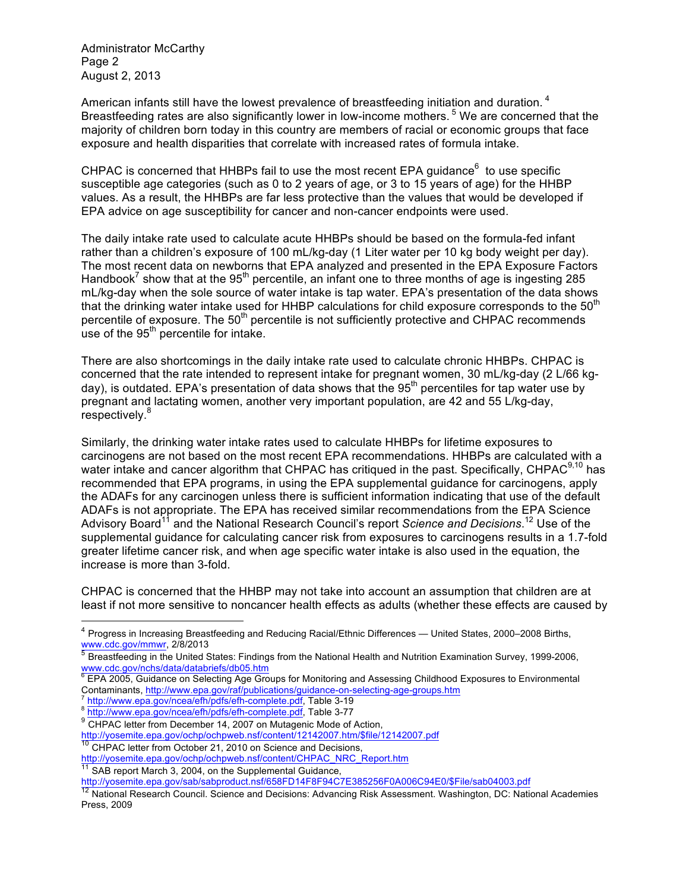American infants still have the lowest prevalence of breastfeeding initiation and duration.[4] Breastfeeding rates are also significantly lower in low-income mothers.[5] We are concerned that the majority of children born today in this country are members of racial or economic groups that face exposure and health disparities that correlate with increased rates of formula intake.

CHPAC is concerned that HHBPs fail to use the most recent EPA guidance[6] to use specific susceptible age categories (such as 0 to 2 years of age, or 3 to 15 years of age) for the HHBP values. As a result, the HHBPs are far less protective than the values that would be developed if EPA advice on age susceptibility for cancer and non-cancer endpoints were used.

The daily intake rate used to calculate acute HHBPs should be based on the formula-fed infant rather than a children's exposure of 100 mL/kg-day (1 Liter water per 10 kg body weight per day). The most recent data on newborns that EPA analyzed and presented in the EPA Exposure Factors Handbook[7] show that at the 95$^{th}$ percentile, an infant one to three months of age is ingesting 285 mL/kg-day when the sole source of water intake is tap water. EPA's presentation of the data shows that the drinking water intake used for HHBP calculations for child exposure corresponds to the 50$^{th}$ percentile of exposure. The 50$^{th}$ percentile is not sufficiently protective and CHPAC recommends use of the 95$^{th}$ percentile for intake.

There are also shortcomings in the daily intake rate used to calculate chronic HHBPs. CHPAC is concerned that the rate intended to represent intake for pregnant women, 30 mL/kg-day (2 L/66 kg-day), is outdated. EPA's presentation of data shows that the 95$^{th}$ percentiles for tap water use by pregnant and lactating women, another very important population, are 42 and 55 L/kg-day, respectively.[8]

Similarly, the drinking water intake rates used to calculate HHBPs for lifetime exposures to carcinogens are not based on the most recent EPA recommendations. HHBPs are calculated with a water intake and cancer algorithm that CHPAC has critiqued in the past. Specifically, CHPAC[9,10] has recommended that EPA programs, in using the EPA supplemental guidance for carcinogens, apply the ADAFs for any carcinogen unless there is sufficient information indicating that use of the default ADAFs is not appropriate. The EPA has received similar recommendations from the EPA Science Advisory Board[11] and the National Research Council's report *Science and Decisions*.[12] Use of the supplemental guidance for calculating cancer risk from exposures to carcinogens results in a 1.7-fold greater lifetime cancer risk, and when age specific water intake is also used in the equation, the increase is more than 3-fold.

CHPAC is concerned that the HHBP may not take into account an assumption that children are at least if not more sensitive to noncancer health effects as adults (whether these effects are caused by

---

[4] Progress in Increasing Breastfeeding and Reducing Racial/Ethnic Differences — United States, 2000–2008 Births, www.cdc.gov/mmwr, 2/8/2013

[5] Breastfeeding in the United States: Findings from the National Health and Nutrition Examination Survey, 1999-2006, www.cdc.gov/nchs/data/databriefs/db05.htm

[6] EPA 2005, Guidance on Selecting Age Groups for Monitoring and Assessing Childhood Exposures to Environmental Contaminants, http://www.epa.gov/raf/publications/guidance-on-selecting-age-groups.htm

[7] http://www.epa.gov/ncea/efh/pdfs/efh-complete.pdf, Table 3-19

[8] http://www.epa.gov/ncea/efh/pdfs/efh-complete.pdf, Table 3-77

[9] CHPAC letter from December 14, 2007 on Mutagenic Mode of Action, http://yosemite.epa.gov/ochp/ochpweb.nsf/content/12142007.htm/$file/12142007.pdf

[10] CHPAC letter from October 21, 2010 on Science and Decisions, http://yosemite.epa.gov/ochp/ochpweb.nsf/content/CHPAC_NRC_Report.htm

[11] SAB report March 3, 2004, on the Supplemental Guidance, http://yosemite.epa.gov/sab/sabproduct.nsf/658FD14F8F94C7E385256F0A006C94E0/$File/sab04003.pdf

[12] National Research Council. Science and Decisions: Advancing Risk Assessment. Washington, DC: National Academies Press, 2009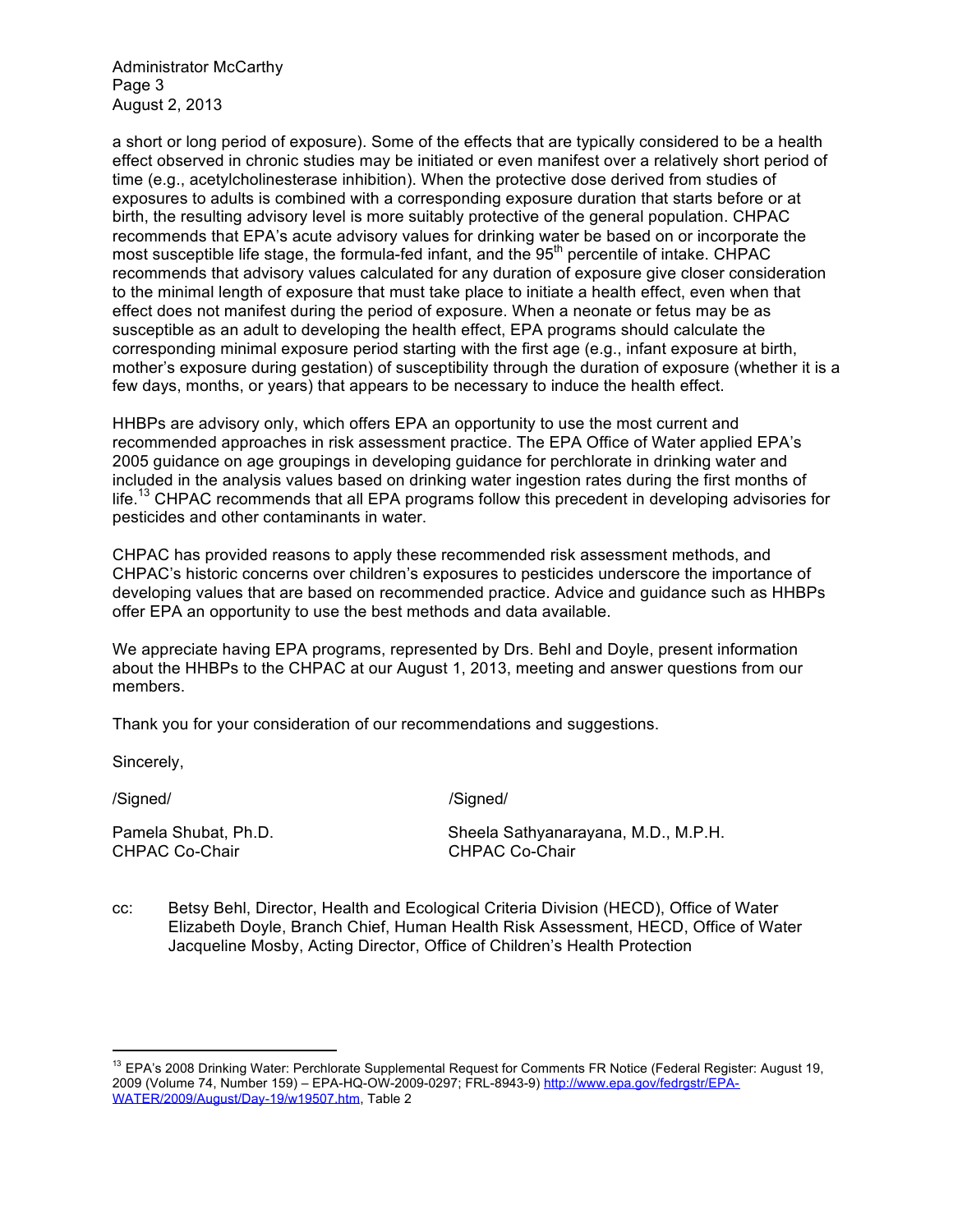a short or long period of exposure). Some of the effects that are typically considered to be a health effect observed in chronic studies may be initiated or even manifest over a relatively short period of time (e.g., acetylcholinesterase inhibition). When the protective dose derived from studies of exposures to adults is combined with a corresponding exposure duration that starts before or at birth, the resulting advisory level is more suitably protective of the general population. CHPAC recommends that EPA's acute advisory values for drinking water be based on or incorporate the most susceptible life stage, the formula-fed infant, and the 95th percentile of intake. CHPAC recommends that advisory values calculated for any duration of exposure give closer consideration to the minimal length of exposure that must take place to initiate a health effect, even when that effect does not manifest during the period of exposure. When a neonate or fetus may be as susceptible as an adult to developing the health effect, EPA programs should calculate the corresponding minimal exposure period starting with the first age (e.g., infant exposure at birth, mother's exposure during gestation) of susceptibility through the duration of exposure (whether it is a few days, months, or years) that appears to be necessary to induce the health effect.

HHBPs are advisory only, which offers EPA an opportunity to use the most current and recommended approaches in risk assessment practice. The EPA Office of Water applied EPA's 2005 guidance on age groupings in developing guidance for perchlorate in drinking water and included in the analysis values based on drinking water ingestion rates during the first months of life.[13] CHPAC recommends that all EPA programs follow this precedent in developing advisories for pesticides and other contaminants in water.

CHPAC has provided reasons to apply these recommended risk assessment methods, and CHPAC's historic concerns over children's exposures to pesticides underscore the importance of developing values that are based on recommended practice. Advice and guidance such as HHBPs offer EPA an opportunity to use the best methods and data available.

We appreciate having EPA programs, represented by Drs. Behl and Doyle, present information about the HHBPs to the CHPAC at our August 1, 2013, meeting and answer questions from our members.

Thank you for your consideration of our recommendations and suggestions.

Sincerely,

/Signed/

Pamela Shubat, Ph.D.
CHPAC Co-Chair

/Signed/

Sheela Sathyanarayana, M.D., M.P.H.
CHPAC Co-Chair

cc: Betsy Behl, Director, Health and Ecological Criteria Division (HECD), Office of Water
Elizabeth Doyle, Branch Chief, Human Health Risk Assessment, HECD, Office of Water
Jacqueline Mosby, Acting Director, Office of Children's Health Protection

---

[13] EPA's 2008 Drinking Water: Perchlorate Supplemental Request for Comments FR Notice (Federal Register: August 19, 2009 (Volume 74, Number 159) – EPA-HQ-OW-2009-0297; FRL-8943-9) http://www.epa.gov/fedrgstr/EPA-WATER/2009/August/Day-19/w19507.htm, Table 2